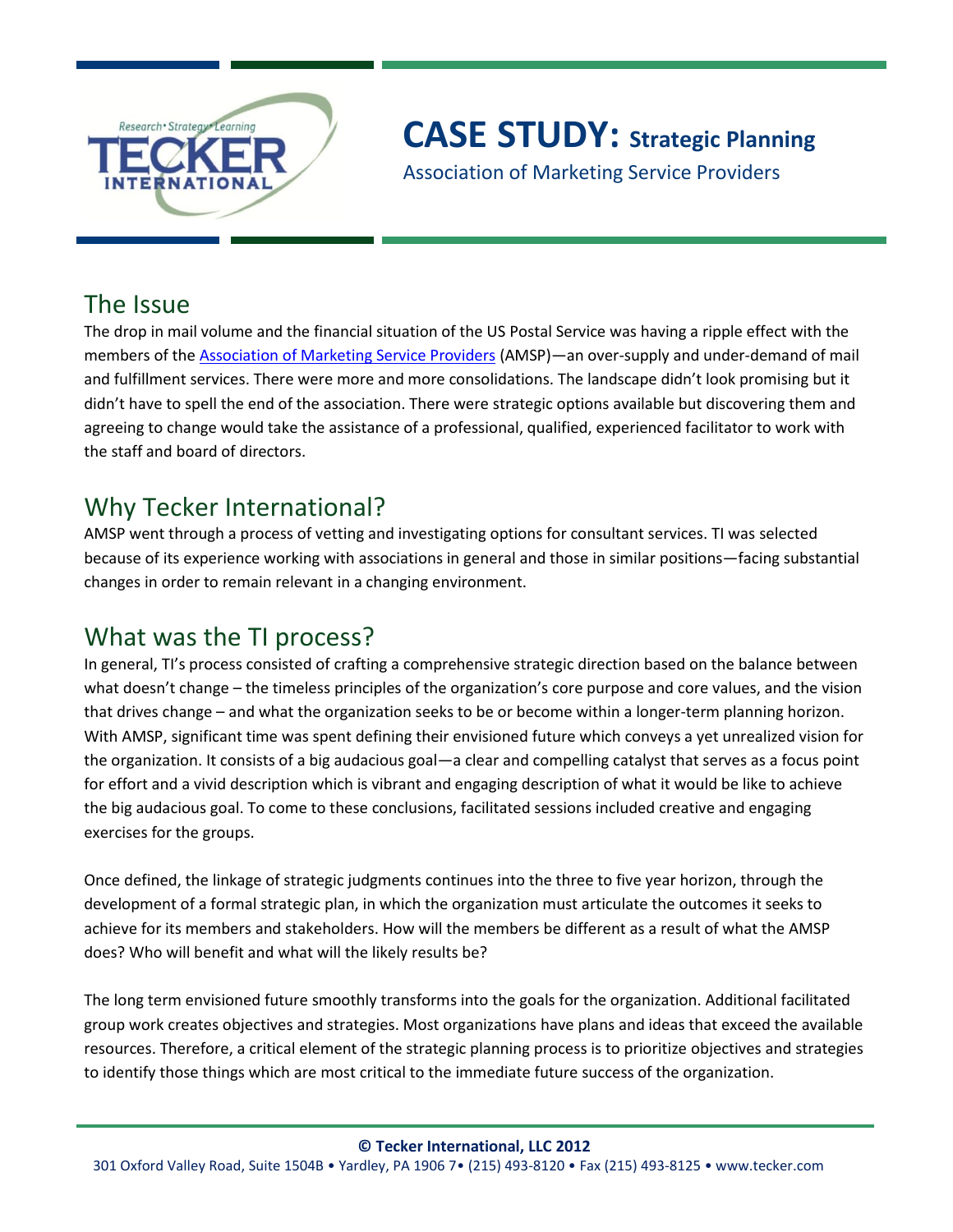# CASE STUDY: Strategic Planning

Association of Marketing Service Providers

## The Issue

The drop in mail volume and the financial situation of the US Postal Service was having a ripple effect with the members of the Association of Marketing Service Providers (AMSP)—an over-supply and under-demand of mail and fulfillment services. There were more and more consolidations. The landscape didn't look promising but it didn't have to spell the end of the association. There were strategic options available but discovering them and agreeing to change would take the assistance of a professional, qualified, experienced facilitator to work with the staff and board of directors.

## Why Tecker International?

AMSP went through a process of vetting and investigating options for consultant services. TI was selected because of its experience working with associations in general and those in similar positions—facing substantial changes in order to remain relevant in a changing environment.

## What was the TI process?

In general, TI's process consisted of crafting a comprehensive strategic direction based on the balance between what doesn't change – the timeless principles of the organization's core purpose and core values, and the vision that drives change – and what the organization seeks to be or become within a longer-term planning horizon. With AMSP, significant time was spent defining their envisioned future which conveys a yet unrealized vision for the organization. It consists of a big audacious goal—a clear and compelling catalyst that serves as a focus point for effort and a vivid description which is vibrant and engaging description of what it would be like to achieve the big audacious goal. To come to these conclusions, facilitated sessions included creative and engaging exercises for the groups.

Once defined, the linkage of strategic judgments continues into the three to five year horizon, through the development of a formal strategic plan, in which the organization must articulate the outcomes it seeks to achieve for its members and stakeholders. How will the members be different as a result of what the AMSP does? Who will benefit and what will the likely results be?

The long term envisioned future smoothly transforms into the goals for the organization. Additional facilitated group work creates objectives and strategies. Most organizations have plans and ideas that exceed the available resources. Therefore, a critical element of the strategic planning process is to prioritize objectives and strategies to identify those things which are most critical to the immediate future success of the organization.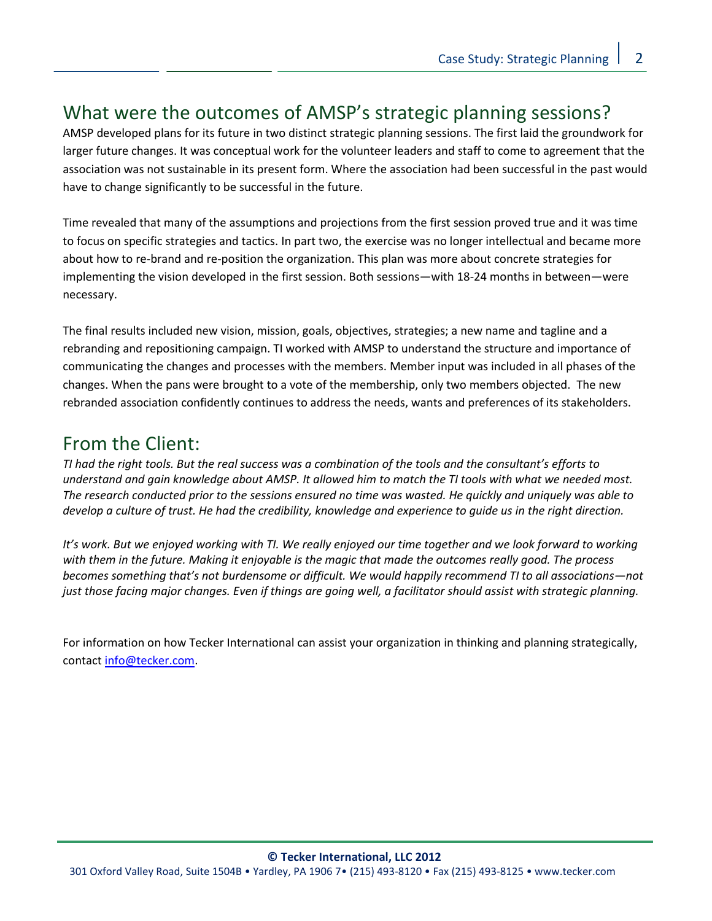## What were the outcomes of AMSP's strategic planning sessions?

AMSP developed plans for its future in two distinct strategic planning sessions. The first laid the groundwork for larger future changes. It was conceptual work for the volunteer leaders and staff to come to agreement that the association was not sustainable in its present form. Where the association had been successful in the past would have to change significantly to be successful in the future.

Time revealed that many of the assumptions and projections from the first session proved true and it was time to focus on specific strategies and tactics. In part two, the exercise was no longer intellectual and became more about how to re-brand and re-position the organization. This plan was more about concrete strategies for implementing the vision developed in the first session. Both sessions—with 18-24 months in between—were necessary.

The final results included new vision, mission, goals, objectives, strategies; a new name and tagline and a rebranding and repositioning campaign. TI worked with AMSP to understand the structure and importance of communicating the changes and processes with the members. Member input was included in all phases of the changes. When the pans were brought to a vote of the membership, only two members objected. The new rebranded association confidently continues to address the needs, wants and preferences of its stakeholders.

## From the Client:

*TI had the right tools. But the real success was a combination of the tools and the consultant's efforts to understand and gain knowledge about AMSP. It allowed him to match the TI tools with what we needed most. The research conducted prior to the sessions ensured no time was wasted. He quickly and uniquely was able to develop a culture of trust. He had the credibility, knowledge and experience to guide us in the right direction.*

*It's work. But we enjoyed working with TI. We really enjoyed our time together and we look forward to working with them in the future. Making it enjoyable is the magic that made the outcomes really good. The process becomes something that's not burdensome or difficult. We would happily recommend TI to all associations—not just those facing major changes. Even if things are going well, a facilitator should assist with strategic planning.*

For information on how Tecker International can assist your organization in thinking and planning strategically, contact info@tecker.com.

**© Tecker International, LLC 2012**

301 Oxford Valley Road, Suite 1504B • Yardley, PA 1906 7• (215) 493-8120 • Fax (215) 493-8125 • www.tecker.com